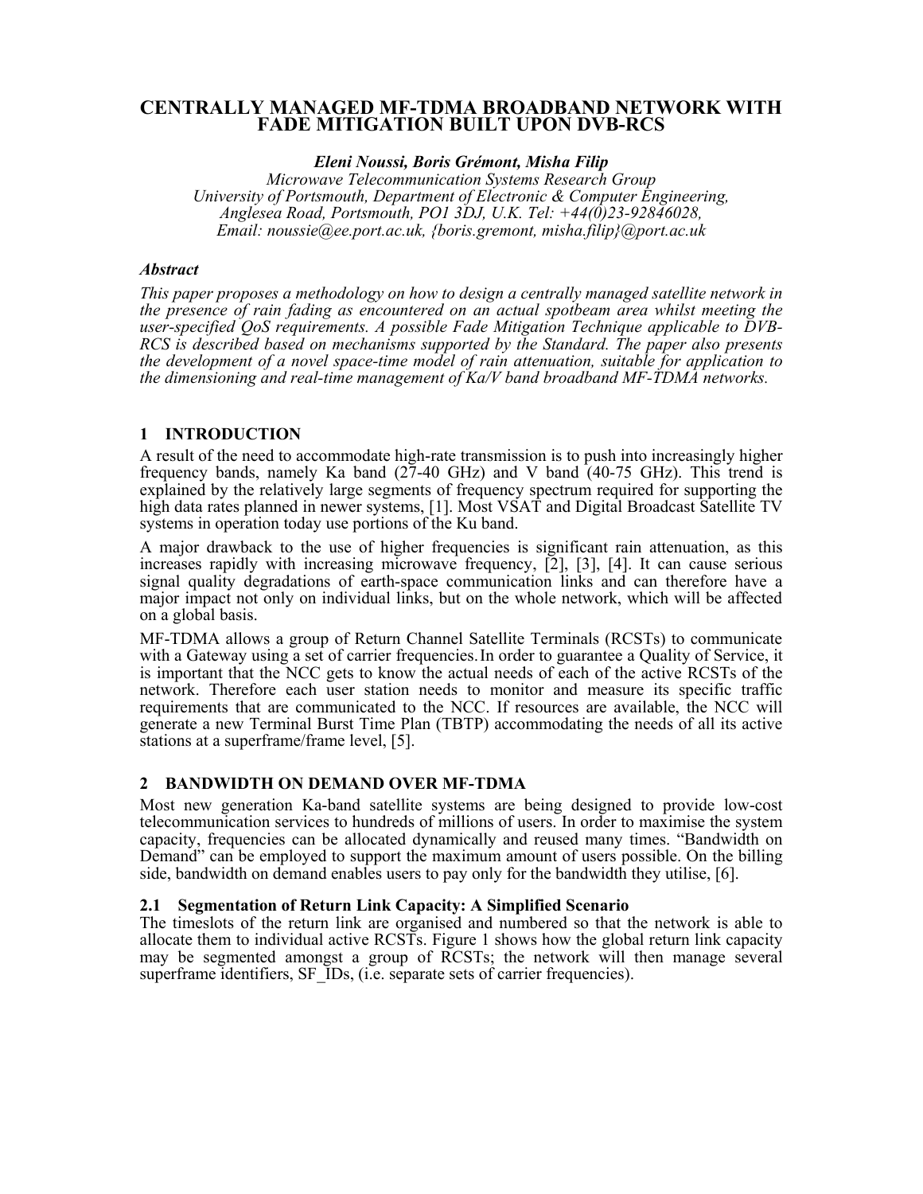# CENTRALLY MANAGED MF-TDMA BROADBAND NETWORK WITH FADE MITIGATION BUILT UPON DVB-RCS

***Eleni Noussi, Boris Grémont, Misha Filip***

*Microwave Telecommunication Systems Research Group*
*University of Portsmouth, Department of Electronic & Computer Engineering,*
*Anglesea Road, Portsmouth, PO1 3DJ, U.K. Tel: +44(0)23-92846028,*
*Email: noussie@ee.port.ac.uk, {boris.gremont, misha.filip}@port.ac.uk*

### *Abstract*

*This paper proposes a methodology on how to design a centrally managed satellite network in the presence of rain fading as encountered on an actual spotbeam area whilst meeting the user-specified QoS requirements. A possible Fade Mitigation Technique applicable to DVB-RCS is described based on mechanisms supported by the Standard. The paper also presents the development of a novel space-time model of rain attenuation, suitable for application to the dimensioning and real-time management of Ka/V band broadband MF-TDMA networks.*

## 1 INTRODUCTION

A result of the need to accommodate high-rate transmission is to push into increasingly higher frequency bands, namely Ka band (27-40 GHz) and V band (40-75 GHz). This trend is explained by the relatively large segments of frequency spectrum required for supporting the high data rates planned in newer systems, [1]. Most VSAT and Digital Broadcast Satellite TV systems in operation today use portions of the Ku band.

A major drawback to the use of higher frequencies is significant rain attenuation, as this increases rapidly with increasing microwave frequency, [2], [3], [4]. It can cause serious signal quality degradations of earth-space communication links and can therefore have a major impact not only on individual links, but on the whole network, which will be affected on a global basis.

MF-TDMA allows a group of Return Channel Satellite Terminals (RCSTs) to communicate with a Gateway using a set of carrier frequencies. In order to guarantee a Quality of Service, it is important that the NCC gets to know the actual needs of each of the active RCSTs of the network. Therefore each user station needs to monitor and measure its specific traffic requirements that are communicated to the NCC. If resources are available, the NCC will generate a new Terminal Burst Time Plan (TBTP) accommodating the needs of all its active stations at a superframe/frame level, [5].

## 2 BANDWIDTH ON DEMAND OVER MF-TDMA

Most new generation Ka-band satellite systems are being designed to provide low-cost telecommunication services to hundreds of millions of users. In order to maximise the system capacity, frequencies can be allocated dynamically and reused many times. "Bandwidth on Demand" can be employed to support the maximum amount of users possible. On the billing side, bandwidth on demand enables users to pay only for the bandwidth they utilise, [6].

### 2.1 Segmentation of Return Link Capacity: A Simplified Scenario

The timeslots of the return link are organised and numbered so that the network is able to allocate them to individual active RCSTs. Figure 1 shows how the global return link capacity may be segmented amongst a group of RCSTs; the network will then manage several superframe identifiers, SF_IDs, (i.e. separate sets of carrier frequencies).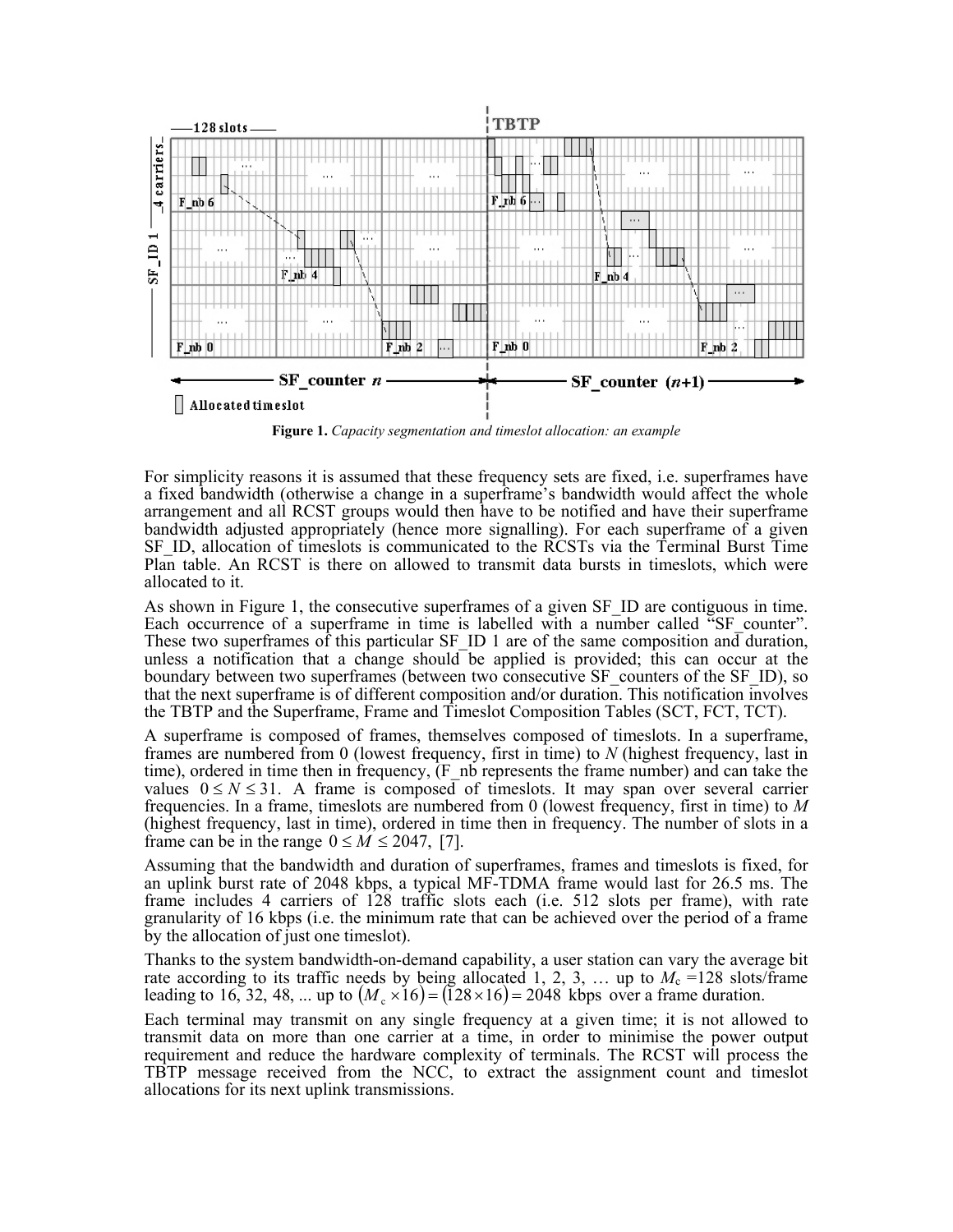Figure 1. *Capacity segmentation and timeslot allocation: an example*

For simplicity reasons it is assumed that these frequency sets are fixed, i.e. superframes have a fixed bandwidth (otherwise a change in a superframe's bandwidth would affect the whole arrangement and all RCST groups would then have to be notified and have their superframe bandwidth adjusted appropriately (hence more signalling). For each superframe of a given SF_ID, allocation of timeslots is communicated to the RCSTs via the Terminal Burst Time Plan table. An RCST is there on allowed to transmit data bursts in timeslots, which were allocated to it.

As shown in Figure 1, the consecutive superframes of a given SF_ID are contiguous in time. Each occurrence of a superframe in time is labelled with a number called "SF_counter". These two superframes of this particular SF_ID 1 are of the same composition and duration, unless a notification that a change should be applied is provided; this can occur at the boundary between two superframes (between two consecutive SF_counters of the SF_ID), so that the next superframe is of different composition and/or duration. This notification involves the TBTP and the Superframe, Frame and Timeslot Composition Tables (SCT, FCT, TCT).

A superframe is composed of frames, themselves composed of timeslots. In a superframe, frames are numbered from 0 (lowest frequency, first in time) to $N$ (highest frequency, last in time), ordered in time then in frequency, (F_nb represents the frame number) and can take the values $0 \le N \le 31$. A frame is composed of timeslots. It may span over several carrier frequencies. In a frame, timeslots are numbered from 0 (lowest frequency, first in time) to $M$ (highest frequency, last in time), ordered in time then in frequency. The number of slots in a frame can be in the range $0 \le M \le 2047$, [7].

Assuming that the bandwidth and duration of superframes, frames and timeslots is fixed, for an uplink burst rate of 2048 kbps, a typical MF-TDMA frame would last for 26.5 ms. The frame includes 4 carriers of 128 traffic slots each (i.e. 512 slots per frame), with rate granularity of 16 kbps (i.e. the minimum rate that can be achieved over the period of a frame by the allocation of just one timeslot).

Thanks to the system bandwidth-on-demand capability, a user station can vary the average bit rate according to its traffic needs by being allocated 1, 2, 3, … up to $M_c$ =128 slots/frame leading to 16, 32, 48, ... up to $(M_c \times 16) = (128 \times 16) = 2048$ kbps over a frame duration.

Each terminal may transmit on any single frequency at a given time; it is not allowed to transmit data on more than one carrier at a time, in order to minimise the power output requirement and reduce the hardware complexity of terminals. The RCST will process the TBTP message received from the NCC, to extract the assignment count and timeslot allocations for its next uplink transmissions.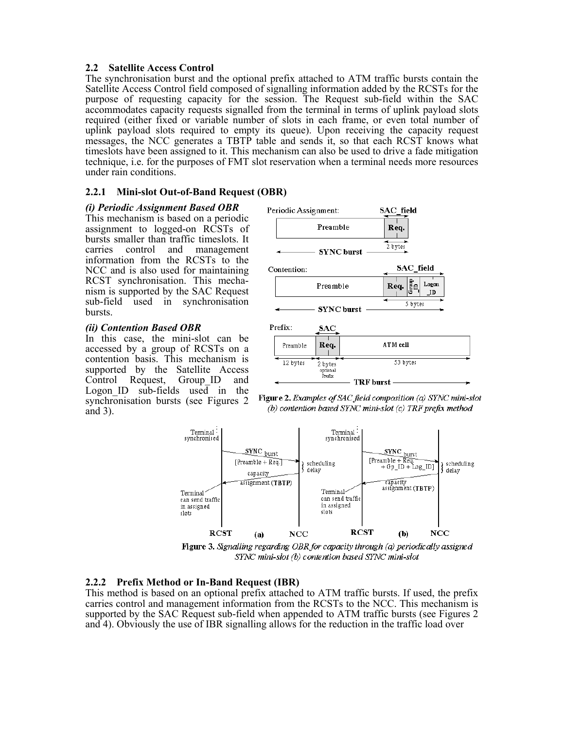### 2.2 Satellite Access Control

The synchronisation burst and the optional prefix attached to ATM traffic bursts contain the Satellite Access Control field composed of signalling information added by the RCSTs for the purpose of requesting capacity for the session. The Request sub-field within the SAC accommodates capacity requests signalled from the terminal in terms of uplink payload slots required (either fixed or variable number of slots in each frame, or even total number of uplink payload slots required to empty its queue). Upon receiving the capacity request messages, the NCC generates a TBTP table and sends it, so that each RCST knows what timeslots have been assigned to it. This mechanism can also be used to drive a fade mitigation technique, i.e. for the purposes of FMT slot reservation when a terminal needs more resources under rain conditions.

#### 2.2.1 Mini-slot Out-of-Band Request (OBR)

***(i) Periodic Assignment Based OBR***

This mechanism is based on a periodic assignment to logged-on RCSTs of bursts smaller than traffic timeslots. It carries control and management information from the RCSTs to the NCC and is also used for maintaining RCST synchronisation. This mechanism is supported by the SAC Request sub-field used in synchronisation bursts.

***(ii) Contention Based OBR***

In this case, the mini-slot can be accessed by a group of RCSTs on a contention basis. This mechanism is supported by the Satellite Access Control Request, Group_ID and Logon_ID sub-fields used in the synchronisation bursts (see Figures 2 and 3).

**Figure 2.** *Examples of SAC field composition (a) SYNC mini-slot (b) contention based SYNC mini-slot (c) TRF prefix method*

**Figure 3.** *Signalling regarding OBR for capacity through (a) periodically assigned SYNC mini-slot (b) contention based SYNC mini-slot*

#### 2.2.2 Prefix Method or In-Band Request (IBR)

This method is based on an optional prefix attached to ATM traffic bursts. If used, the prefix carries control and management information from the RCSTs to the NCC. This mechanism is supported by the SAC Request sub-field when appended to ATM traffic bursts (see Figures 2 and 4). Obviously the use of IBR signalling allows for the reduction in the traffic load over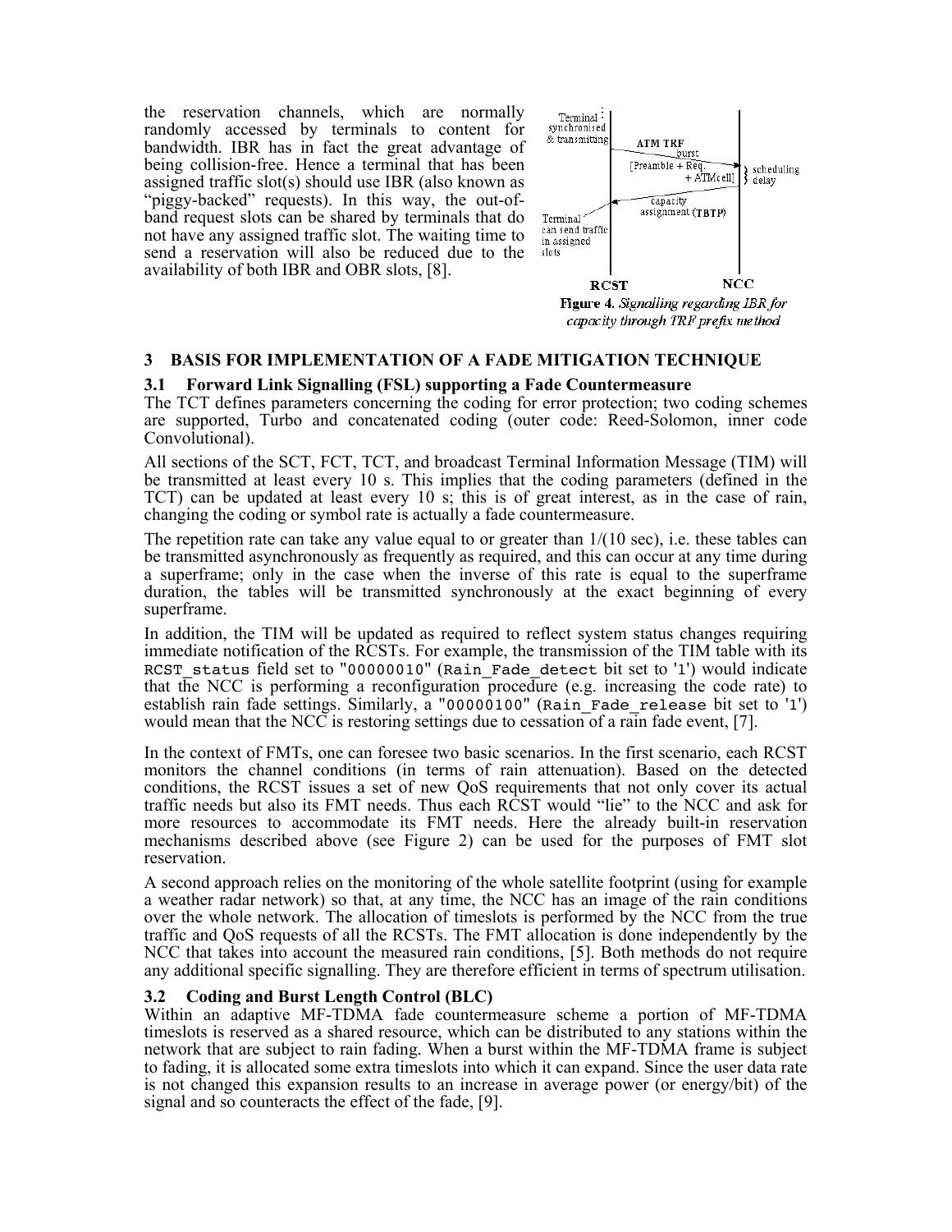the reservation channels, which are normally randomly accessed by terminals to content for bandwidth. IBR has in fact the great advantage of being collision-free. Hence a terminal that has been assigned traffic slot(s) should use IBR (also known as "piggy-backed" requests). In this way, the out-of-band request slots can be shared by terminals that do not have any assigned traffic slot. The waiting time to send a reservation will also be reduced due to the availability of both IBR and OBR slots, [8].

**Figure 4.** *Signalling regarding IBR for capacity through TRF prefix method*

## 3 BASIS FOR IMPLEMENTATION OF A FADE MITIGATION TECHNIQUE

### 3.1 Forward Link Signalling (FSL) supporting a Fade Countermeasure

The TCT defines parameters concerning the coding for error protection; two coding schemes are supported, Turbo and concatenated coding (outer code: Reed-Solomon, inner code Convolutional).

All sections of the SCT, FCT, TCT, and broadcast Terminal Information Message (TIM) will be transmitted at least every 10 s. This implies that the coding parameters (defined in the TCT) can be updated at least every 10 s; this is of great interest, as in the case of rain, changing the coding or symbol rate is actually a fade countermeasure.

The repetition rate can take any value equal to or greater than 1/(10 sec), i.e. these tables can be transmitted asynchronously as frequently as required, and this can occur at any time during a superframe; only in the case when the inverse of this rate is equal to the superframe duration, the tables will be transmitted synchronously at the exact beginning of every superframe.

In addition, the TIM will be updated as required to reflect system status changes requiring immediate notification of the RCSTs. For example, the transmission of the TIM table with its `RCST_status` field set to "`00000010`" (`Rain_Fade_detect` bit set to '`1`') would indicate that the NCC is performing a reconfiguration procedure (e.g. increasing the code rate) to establish rain fade settings. Similarly, a "`00000100`" (`Rain_Fade_release` bit set to '`1`') would mean that the NCC is restoring settings due to cessation of a rain fade event, [7].

In the context of FMTs, one can foresee two basic scenarios. In the first scenario, each RCST monitors the channel conditions (in terms of rain attenuation). Based on the detected conditions, the RCST issues a set of new QoS requirements that not only cover its actual traffic needs but also its FMT needs. Thus each RCST would "lie" to the NCC and ask for more resources to accommodate its FMT needs. Here the already built-in reservation mechanisms described above (see Figure 2) can be used for the purposes of FMT slot reservation.

A second approach relies on the monitoring of the whole satellite footprint (using for example a weather radar network) so that, at any time, the NCC has an image of the rain conditions over the whole network. The allocation of timeslots is performed by the NCC from the true traffic and QoS requests of all the RCSTs. The FMT allocation is done independently by the NCC that takes into account the measured rain conditions, [5]. Both methods do not require any additional specific signalling. They are therefore efficient in terms of spectrum utilisation.

### 3.2 Coding and Burst Length Control (BLC)

Within an adaptive MF-TDMA fade countermeasure scheme a portion of MF-TDMA timeslots is reserved as a shared resource, which can be distributed to any stations within the network that are subject to rain fading. When a burst within the MF-TDMA frame is subject to fading, it is allocated some extra timeslots into which it can expand. Since the user data rate is not changed this expansion results to an increase in average power (or energy/bit) of the signal and so counteracts the effect of the fade, [9].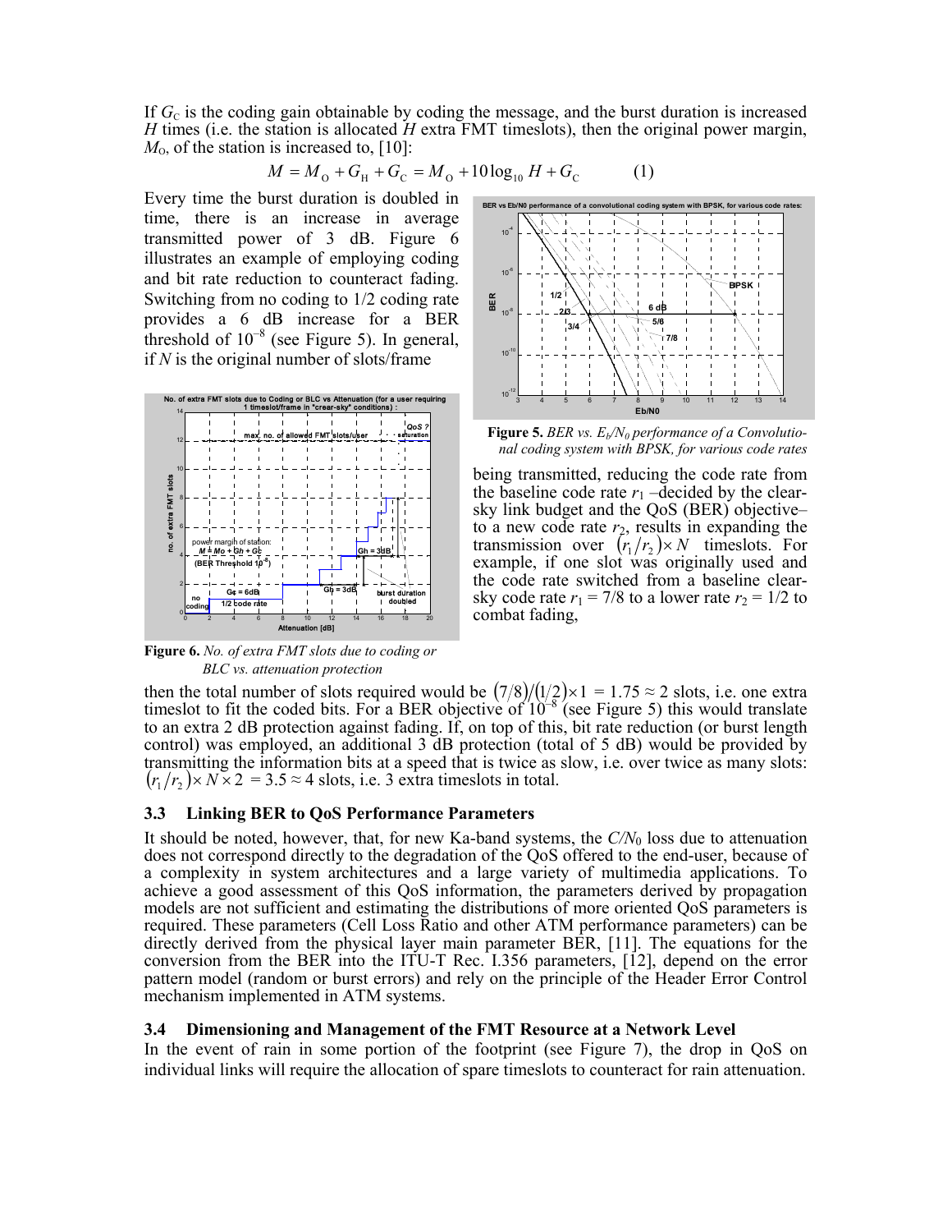If $G_C$ is the coding gain obtainable by coding the message, and the burst duration is increased $H$ times (i.e. the station is allocated $H$ extra FMT timeslots), then the original power margin, $M_O$, of the station is increased to, [10]:

$$M = M_O + G_H + G_C = M_O + 10\log_{10} H + G_C \tag{1}$$

Every time the burst duration is doubled in time, there is an increase in average transmitted power of 3 dB. Figure 6 illustrates an example of employing coding and bit rate reduction to counteract fading. Switching from no coding to 1/2 coding rate provides a 6 dB increase for a BER threshold of $10^{-8}$ (see Figure 5). In general, if $N$ is the original number of slots/frame being transmitted, reducing the code rate from the baseline code rate $r_1$ –decided by the clear-sky link budget and the QoS (BER) objective– to a new code rate $r_2$, results in expanding the transmission over $(r_1/r_2)\times N$ timeslots. For example, if one slot was originally used and the code rate switched from a baseline clear-sky code rate $r_1 = 7/8$ to a lower rate $r_2 = 1/2$ to combat fading,

**Figure 5.** *BER vs. $E_b/N_0$ performance of a Convolutional coding system with BPSK, for various code rates*

**Figure 6.** *No. of extra FMT slots due to coding or BLC vs. attenuation protection*

then the total number of slots required would be $(7/8)/(1/2)\times 1 = 1.75 \approx 2$ slots, i.e. one extra timeslot to fit the coded bits. For a BER objective of $10^{-8}$ (see Figure 5) this would translate to an extra 2 dB protection against fading. If, on top of this, bit rate reduction (or burst length control) was employed, an additional 3 dB protection (total of 5 dB) would be provided by transmitting the information bits at a speed that is twice as slow, i.e. over twice as many slots: $(r_1/r_2)\times N\times 2 = 3.5 \approx 4$ slots, i.e. 3 extra timeslots in total.

### 3.3 Linking BER to QoS Performance Parameters

It should be noted, however, that, for new Ka-band systems, the $C/N_0$ loss due to attenuation does not correspond directly to the degradation of the QoS offered to the end-user, because of a complexity in system architectures and a large variety of multimedia applications. To achieve a good assessment of this QoS information, the parameters derived by propagation models are not sufficient and estimating the distributions of more oriented QoS parameters is required. These parameters (Cell Loss Ratio and other ATM performance parameters) can be directly derived from the physical layer main parameter BER, [11]. The equations for the conversion from the BER into the ITU-T Rec. I.356 parameters, [12], depend on the error pattern model (random or burst errors) and rely on the principle of the Header Error Control mechanism implemented in ATM systems.

### 3.4 Dimensioning and Management of the FMT Resource at a Network Level

In the event of rain in some portion of the footprint (see Figure 7), the drop in QoS on individual links will require the allocation of spare timeslots to counteract for rain attenuation.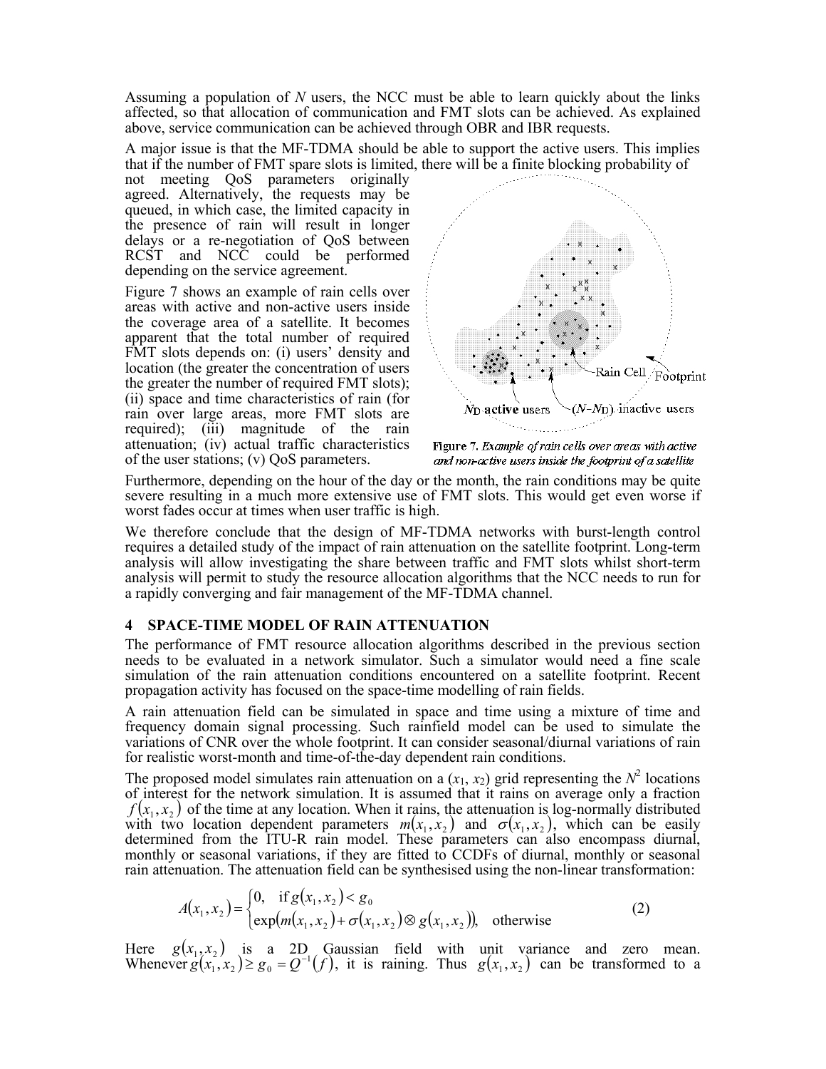Assuming a population of *N* users, the NCC must be able to learn quickly about the links affected, so that allocation of communication and FMT slots can be achieved. As explained above, service communication can be achieved through OBR and IBR requests.

A major issue is that the MF-TDMA should be able to support the active users. This implies that if the number of FMT spare slots is limited, there will be a finite blocking probability of not meeting QoS parameters originally agreed. Alternatively, the requests may be queued, in which case, the limited capacity in the presence of rain will result in longer delays or a re-negotiation of QoS between RCST and NCC could be performed depending on the service agreement.

Figure 7 shows an example of rain cells over areas with active and non-active users inside the coverage area of a satellite. It becomes apparent that the total number of required FMT slots depends on: (i) users' density and location (the greater the concentration of users the greater the number of required FMT slots); (ii) space and time characteristics of rain (for rain over large areas, more FMT slots are required); (iii) magnitude of the rain attenuation; (iv) actual traffic characteristics of the user stations; (v) QoS parameters.

**Figure 7.** *Example of rain cells over areas with active and non-active users inside the footprint of a satellite*

Furthermore, depending on the hour of the day or the month, the rain conditions may be quite severe resulting in a much more extensive use of FMT slots. This would get even worse if worst fades occur at times when user traffic is high.

We therefore conclude that the design of MF-TDMA networks with burst-length control requires a detailed study of the impact of rain attenuation on the satellite footprint. Long-term analysis will allow investigating the share between traffic and FMT slots whilst short-term analysis will permit to study the resource allocation algorithms that the NCC needs to run for a rapidly converging and fair management of the MF-TDMA channel.

## 4 SPACE-TIME MODEL OF RAIN ATTENUATION

The performance of FMT resource allocation algorithms described in the previous section needs to be evaluated in a network simulator. Such a simulator would need a fine scale simulation of the rain attenuation conditions encountered on a satellite footprint. Recent propagation activity has focused on the space-time modelling of rain fields.

A rain attenuation field can be simulated in space and time using a mixture of time and frequency domain signal processing. Such rainfield model can be used to simulate the variations of CNR over the whole footprint. It can consider seasonal/diurnal variations of rain for realistic worst-month and time-of-the-day dependent rain conditions.

The proposed model simulates rain attenuation on a $(x_1, x_2)$ grid representing the $N^2$ locations of interest for the network simulation. It is assumed that it rains on average only a fraction $f(x_1, x_2)$ of the time at any location. When it rains, the attenuation is log-normally distributed with two location dependent parameters $m(x_1, x_2)$ and $\sigma(x_1, x_2)$, which can be easily determined from the ITU-R rain model. These parameters can also encompass diurnal, monthly or seasonal variations, if they are fitted to CCDFs of diurnal, monthly or seasonal rain attenuation. The attenuation field can be synthesised using the non-linear transformation:

$$A(x_1, x_2) = \begin{cases} 0, & \text{if } g(x_1, x_2) < g_0 \\ \exp\big(m(x_1, x_2) + \sigma(x_1, x_2) \otimes g(x_1, x_2)\big), & \text{otherwise} \end{cases} \tag{2}$$

Here $g(x_1, x_2)$ is a 2D Gaussian field with unit variance and zero mean. Whenever $g(x_1, x_2) \geq g_0 = Q^{-1}(f)$, it is raining. Thus $g(x_1, x_2)$ can be transformed to a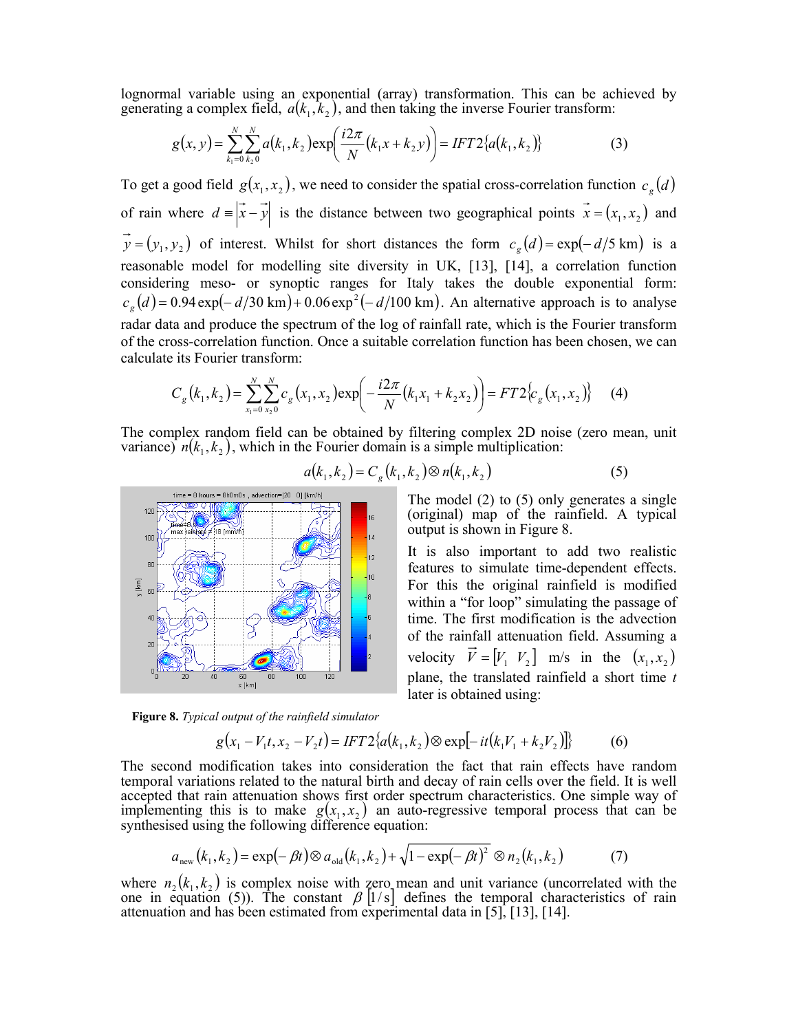lognormal variable using an exponential (array) transformation. This can be achieved by generating a complex field, $a(k_1,k_2)$, and then taking the inverse Fourier transform:

$$g(x,y)=\sum_{k_1=0}^{N}\sum_{k_2 0}^{N}a(k_1,k_2)\exp\left(\frac{i2\pi}{N}(k_1x+k_2y)\right)=IFT2\{a(k_1,k_2)\} \qquad (3)$$

To get a good field $g(x_1,x_2)$, we need to consider the spatial cross-correlation function $c_g(d)$ of rain where $d\equiv\left|\vec{x}-\vec{y}\right|$ is the distance between two geographical points $\vec{x}=(x_1,x_2)$ and $\vec{y}=(y_1,y_2)$ of interest. Whilst for short distances the form $c_g(d)=\exp(-d/5\ \text{km})$ is a reasonable model for modelling site diversity in UK, [13], [14], a correlation function considering meso- or synoptic ranges for Italy takes the double exponential form: $c_g(d)=0.94\exp(-d/30\ \text{km})+0.06\exp^2(-d/100\ \text{km})$. An alternative approach is to analyse radar data and produce the spectrum of the log of rainfall rate, which is the Fourier transform of the cross-correlation function. Once a suitable correlation function has been chosen, we can calculate its Fourier transform:

$$C_g(k_1,k_2)=\sum_{x_1=0}^{N}\sum_{x_2 0}^{N}c_g(x_1,x_2)\exp\left(-\frac{i2\pi}{N}(k_1x_1+k_2x_2)\right)=FT2\{c_g(x_1,x_2)\} \qquad (4)$$

The complex random field can be obtained by filtering complex 2D noise (zero mean, unit variance) $n(k_1,k_2)$, which in the Fourier domain is a simple multiplication:

$$a(k_1,k_2)=C_g(k_1,k_2)\otimes n(k_1,k_2) \qquad (5)$$

The model (2) to (5) only generates a single (original) map of the rainfield. A typical output is shown in Figure 8.

**Figure 8.** *Typical output of the rainfield simulator*

It is also important to add two realistic features to simulate time-dependent effects. For this the original rainfield is modified within a "for loop" simulating the passage of time. The first modification is the advection of the rainfall attenuation field. Assuming a velocity $\vec{V}=[V_1\ \ V_2]$ m/s in the $(x_1,x_2)$ plane, the translated rainfield a short time $t$ later is obtained using:

$$g(x_1-V_1t,x_2-V_2t)=IFT2\{a(k_1,k_2)\otimes\exp[-it(k_1V_1+k_2V_2)]\} \qquad (6)$$

The second modification takes into consideration the fact that rain effects have random temporal variations related to the natural birth and decay of rain cells over the field. It is well accepted that rain attenuation shows first order spectrum characteristics. One simple way of implementing this is to make $g(x_1,x_2)$ an auto-regressive temporal process that can be synthesised using the following difference equation:

$$a_{\text{new}}(k_1,k_2)=\exp(-\beta t)\otimes a_{\text{old}}(k_1,k_2)+\sqrt{1-\exp(-\beta t)^2}\otimes n_2(k_1,k_2) \qquad (7)$$

where $n_2(k_1,k_2)$ is complex noise with zero mean and unit variance (uncorrelated with the one in equation (5)). The constant $\beta\,[1/\text{s}]$ defines the temporal characteristics of rain attenuation and has been estimated from experimental data in [5], [13], [14].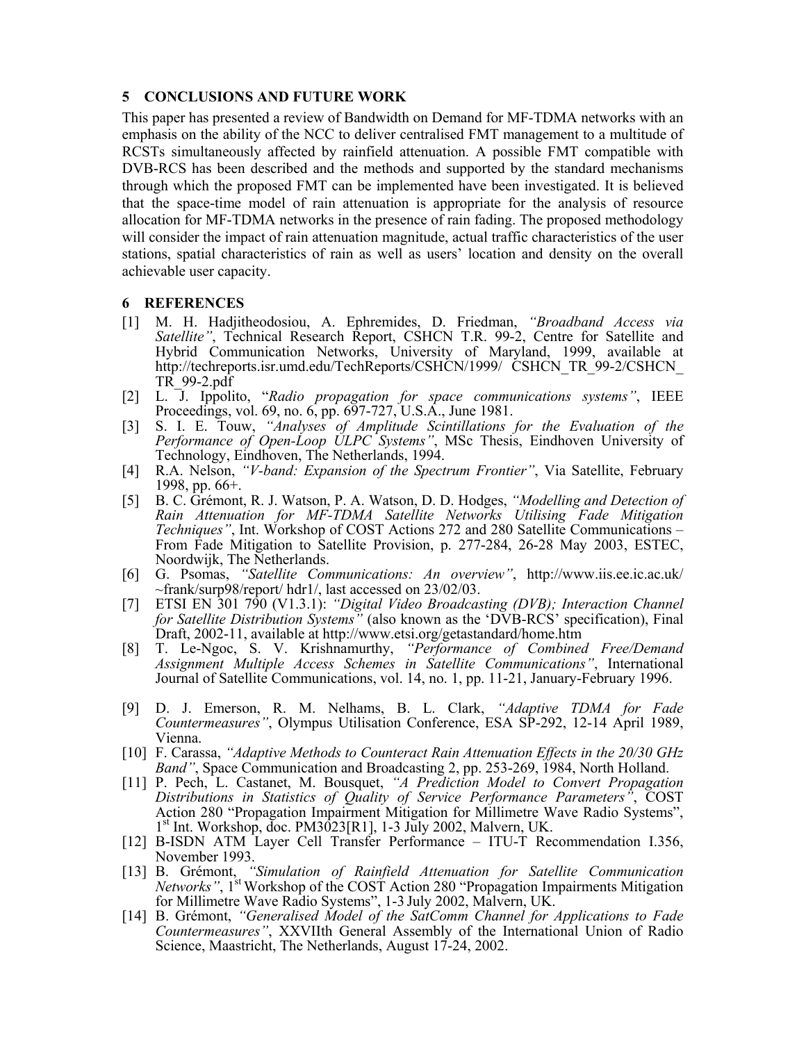## 5 CONCLUSIONS AND FUTURE WORK

This paper has presented a review of Bandwidth on Demand for MF-TDMA networks with an emphasis on the ability of the NCC to deliver centralised FMT management to a multitude of RCSTs simultaneously affected by rainfield attenuation. A possible FMT compatible with DVB-RCS has been described and the methods and supported by the standard mechanisms through which the proposed FMT can be implemented have been investigated. It is believed that the space-time model of rain attenuation is appropriate for the analysis of resource allocation for MF-TDMA networks in the presence of rain fading. The proposed methodology will consider the impact of rain attenuation magnitude, actual traffic characteristics of the user stations, spatial characteristics of rain as well as users' location and density on the overall achievable user capacity.

## 6 REFERENCES

[1] M. H. Hadjitheodosiou, A. Ephremides, D. Friedman, *"Broadband Access via Satellite"*, Technical Research Report, CSHCN T.R. 99-2, Centre for Satellite and Hybrid Communication Networks, University of Maryland, 1999, available at http://techreports.isr.umd.edu/TechReports/CSHCN/1999/ CSHCN_TR_99-2/CSHCN_TR_99-2.pdf

[2] L. J. Ippolito, "*Radio propagation for space communications systems"*, IEEE Proceedings, vol. 69, no. 6, pp. 697-727, U.S.A., June 1981.

[3] S. I. E. Touw, *"Analyses of Amplitude Scintillations for the Evaluation of the Performance of Open-Loop ULPC Systems"*, MSc Thesis, Eindhoven University of Technology, Eindhoven, The Netherlands, 1994.

[4] R.A. Nelson, *"V-band: Expansion of the Spectrum Frontier"*, Via Satellite, February 1998, pp. 66+.

[5] B. C. Grémont, R. J. Watson, P. A. Watson, D. D. Hodges, *"Modelling and Detection of Rain Attenuation for MF-TDMA Satellite Networks Utilising Fade Mitigation Techniques"*, Int. Workshop of COST Actions 272 and 280 Satellite Communications – From Fade Mitigation to Satellite Provision, p. 277-284, 26-28 May 2003, ESTEC, Noordwijk, The Netherlands.

[6] G. Psomas, *"Satellite Communications: An overview"*, http://www.iis.ee.ic.ac.uk/ ~frank/surp98/report/ hdr1/, last accessed on 23/02/03.

[7] ETSI EN 301 790 (V1.3.1): *"Digital Video Broadcasting (DVB); Interaction Channel for Satellite Distribution Systems"* (also known as the 'DVB-RCS' specification), Final Draft, 2002-11, available at http://www.etsi.org/getastandard/home.htm

[8] T. Le-Ngoc, S. V. Krishnamurthy, *"Performance of Combined Free/Demand Assignment Multiple Access Schemes in Satellite Communications"*, International Journal of Satellite Communications, vol. 14, no. 1, pp. 11-21, January-February 1996.

[9] D. J. Emerson, R. M. Nelhams, B. L. Clark, *"Adaptive TDMA for Fade Countermeasures"*, Olympus Utilisation Conference, ESA SP-292, 12-14 April 1989, Vienna.

[10] F. Carassa, *"Adaptive Methods to Counteract Rain Attenuation Effects in the 20/30 GHz Band"*, Space Communication and Broadcasting 2, pp. 253-269, 1984, North Holland.

[11] P. Pech, L. Castanet, M. Bousquet, *"A Prediction Model to Convert Propagation Distributions in Statistics of Quality of Service Performance Parameters"*, COST Action 280 "Propagation Impairment Mitigation for Millimetre Wave Radio Systems", 1st Int. Workshop, doc. PM3023[R1], 1-3 July 2002, Malvern, UK.

[12] B-ISDN ATM Layer Cell Transfer Performance – ITU-T Recommendation I.356, November 1993.

[13] B. Grémont, *"Simulation of Rainfield Attenuation for Satellite Communication Networks"*, 1st Workshop of the COST Action 280 "Propagation Impairments Mitigation for Millimetre Wave Radio Systems", 1-3 July 2002, Malvern, UK.

[14] B. Grémont, *"Generalised Model of the SatComm Channel for Applications to Fade Countermeasures"*, XXVIIth General Assembly of the International Union of Radio Science, Maastricht, The Netherlands, August 17-24, 2002.